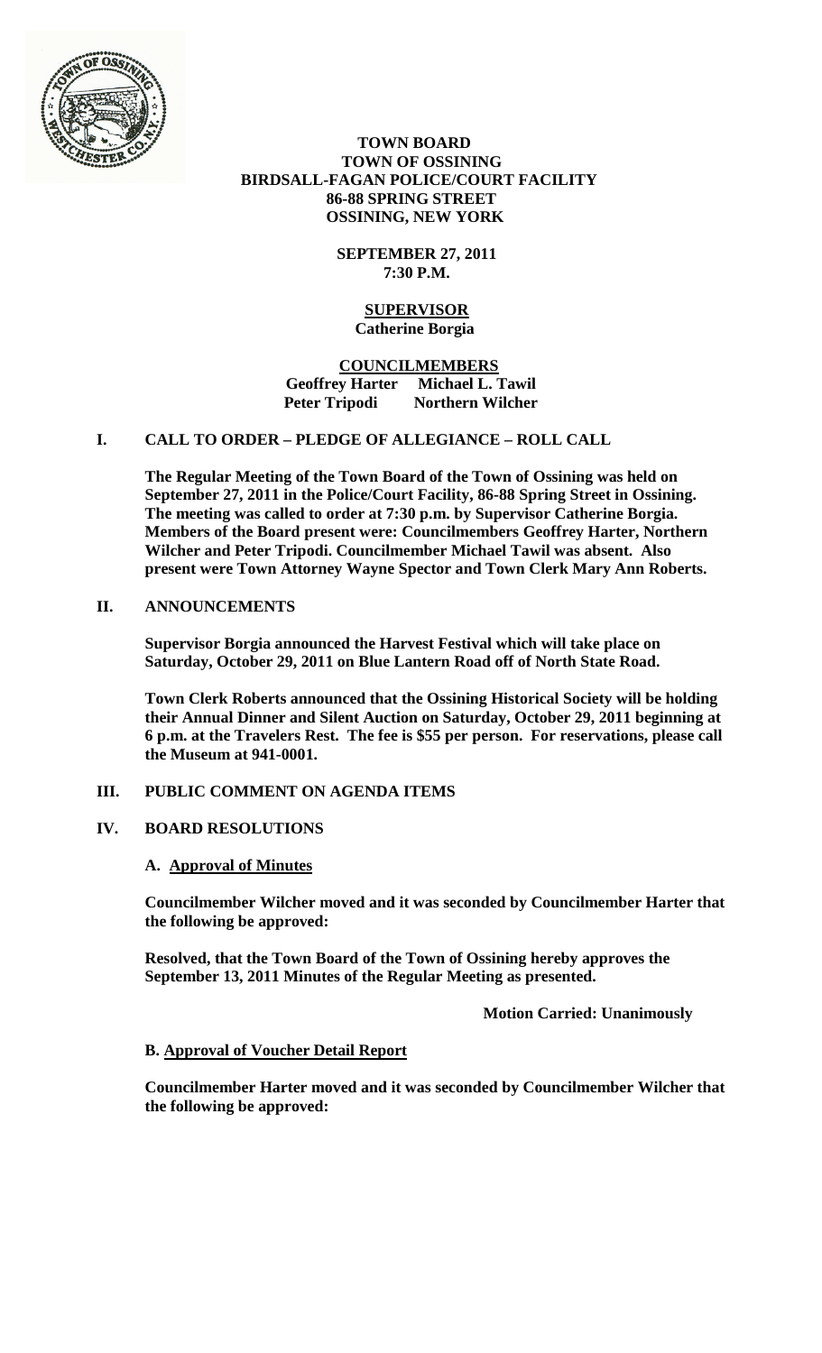**TOWN BOARD**
**TOWN OF OSSINING**
**BIRDSALL-FAGAN POLICE/COURT FACILITY**
**86-88 SPRING STREET**
**OSSINING, NEW YORK**

**SEPTEMBER 27, 2011**
**7:30 P.M.**

**SUPERVISOR**
**Catherine Borgia**

**COUNCILMEMBERS**
**Geoffrey Harter Michael L. Tawil**
**Peter Tripodi Northern Wilcher**

## I. CALL TO ORDER – PLEDGE OF ALLEGIANCE – ROLL CALL

**The Regular Meeting of the Town Board of the Town of Ossining was held on September 27, 2011 in the Police/Court Facility, 86-88 Spring Street in Ossining. The meeting was called to order at 7:30 p.m. by Supervisor Catherine Borgia. Members of the Board present were: Councilmembers Geoffrey Harter, Northern Wilcher and Peter Tripodi. Councilmember Michael Tawil was absent. Also present were Town Attorney Wayne Spector and Town Clerk Mary Ann Roberts.**

## II. ANNOUNCEMENTS

**Supervisor Borgia announced the Harvest Festival which will take place on Saturday, October 29, 2011 on Blue Lantern Road off of North State Road.**

**Town Clerk Roberts announced that the Ossining Historical Society will be holding their Annual Dinner and Silent Auction on Saturday, October 29, 2011 beginning at 6 p.m. at the Travelers Rest. The fee is $55 per person. For reservations, please call the Museum at 941-0001.**

## III. PUBLIC COMMENT ON AGENDA ITEMS

## IV. BOARD RESOLUTIONS

### A. Approval of Minutes

**Councilmember Wilcher moved and it was seconded by Councilmember Harter that the following be approved:**

**Resolved, that the Town Board of the Town of Ossining hereby approves the September 13, 2011 Minutes of the Regular Meeting as presented.**

**Motion Carried: Unanimously**

### B. Approval of Voucher Detail Report

**Councilmember Harter moved and it was seconded by Councilmember Wilcher that the following be approved:**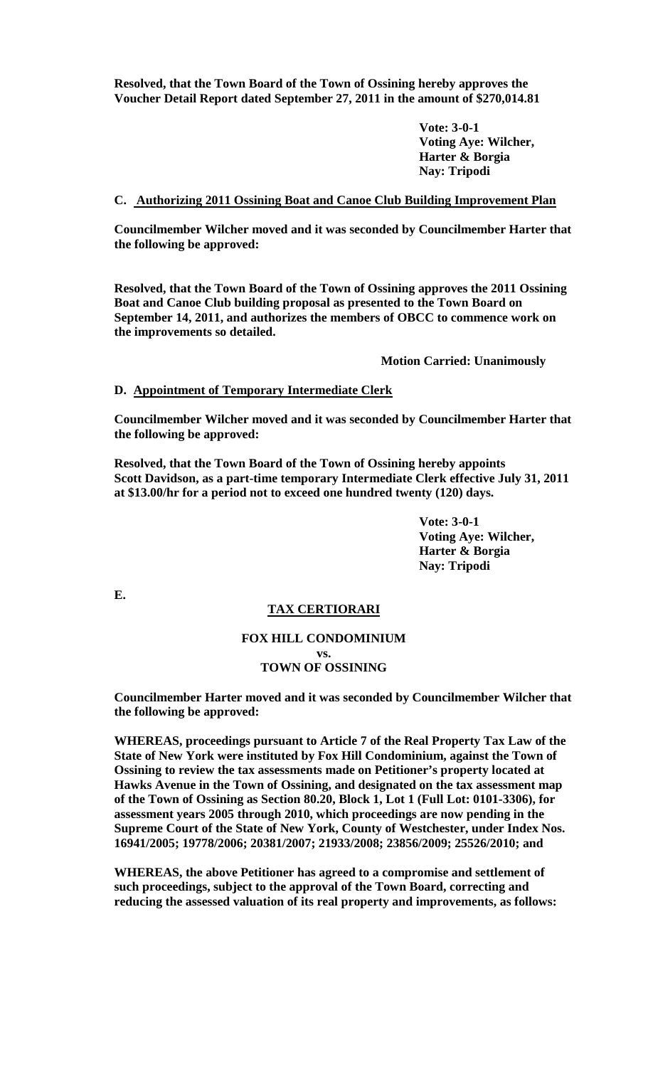**Resolved, that the Town Board of the Town of Ossining hereby approves the Voucher Detail Report dated September 27, 2011 in the amount of $270,014.81**

**Vote: 3-0-1**
**Voting Aye: Wilcher, Harter & Borgia**
**Nay: Tripodi**

**C. Authorizing 2011 Ossining Boat and Canoe Club Building Improvement Plan**

**Councilmember Wilcher moved and it was seconded by Councilmember Harter that the following be approved:**

**Resolved, that the Town Board of the Town of Ossining approves the 2011 Ossining Boat and Canoe Club building proposal as presented to the Town Board on September 14, 2011, and authorizes the members of OBCC to commence work on the improvements so detailed.**

**Motion Carried: Unanimously**

**D. Appointment of Temporary Intermediate Clerk**

**Councilmember Wilcher moved and it was seconded by Councilmember Harter that the following be approved:**

**Resolved, that the Town Board of the Town of Ossining hereby appoints Scott Davidson, as a part-time temporary Intermediate Clerk effective July 31, 2011 at $13.00/hr for a period not to exceed one hundred twenty (120) days.**

**Vote: 3-0-1**
**Voting Aye: Wilcher, Harter & Borgia**
**Nay: Tripodi**

**E.**

**TAX CERTIORARI**

**FOX HILL CONDOMINIUM**
**vs.**
**TOWN OF OSSINING**

**Councilmember Harter moved and it was seconded by Councilmember Wilcher that the following be approved:**

**WHEREAS, proceedings pursuant to Article 7 of the Real Property Tax Law of the State of New York were instituted by Fox Hill Condominium, against the Town of Ossining to review the tax assessments made on Petitioner's property located at Hawks Avenue in the Town of Ossining, and designated on the tax assessment map of the Town of Ossining as Section 80.20, Block 1, Lot 1 (Full Lot: 0101-3306), for assessment years 2005 through 2010, which proceedings are now pending in the Supreme Court of the State of New York, County of Westchester, under Index Nos. 16941/2005; 19778/2006; 20381/2007; 21933/2008; 23856/2009; 25526/2010; and**

**WHEREAS, the above Petitioner has agreed to a compromise and settlement of such proceedings, subject to the approval of the Town Board, correcting and reducing the assessed valuation of its real property and improvements, as follows:**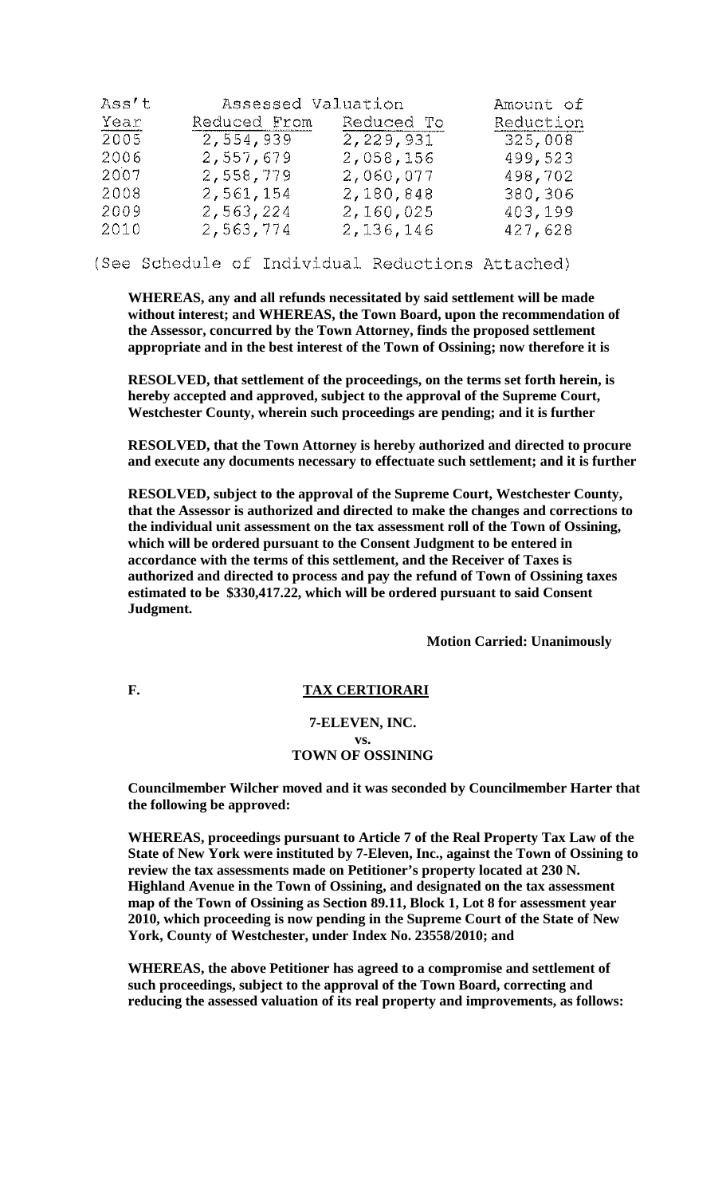| Ass't Year | Assessed Valuation Reduced From | Reduced To | Amount of Reduction |
|---|---|---|---|
| 2005 | 2,554,939 | 2,229,931 | 325,008 |
| 2006 | 2,557,679 | 2,058,156 | 499,523 |
| 2007 | 2,558,779 | 2,060,077 | 498,702 |
| 2008 | 2,561,154 | 2,180,848 | 380,306 |
| 2009 | 2,563,224 | 2,160,025 | 403,199 |
| 2010 | 2,563,774 | 2,136,146 | 427,628 |

(See Schedule of Individual Reductions Attached)

**WHEREAS, any and all refunds necessitated by said settlement will be made without interest; and WHEREAS, the Town Board, upon the recommendation of the Assessor, concurred by the Town Attorney, finds the proposed settlement appropriate and in the best interest of the Town of Ossining; now therefore it is**

**RESOLVED, that settlement of the proceedings, on the terms set forth herein, is hereby accepted and approved, subject to the approval of the Supreme Court, Westchester County, wherein such proceedings are pending; and it is further**

**RESOLVED, that the Town Attorney is hereby authorized and directed to procure and execute any documents necessary to effectuate such settlement; and it is further**

**RESOLVED, subject to the approval of the Supreme Court, Westchester County, that the Assessor is authorized and directed to make the changes and corrections to the individual unit assessment on the tax assessment roll of the Town of Ossining, which will be ordered pursuant to the Consent Judgment to be entered in accordance with the terms of this settlement, and the Receiver of Taxes is authorized and directed to process and pay the refund of Town of Ossining taxes estimated to be $330,417.22, which will be ordered pursuant to said Consent Judgment.**

**Motion Carried: Unanimously**

**F. TAX CERTIORARI**

**7-ELEVEN, INC.**
**vs.**
**TOWN OF OSSINING**

**Councilmember Wilcher moved and it was seconded by Councilmember Harter that the following be approved:**

**WHEREAS, proceedings pursuant to Article 7 of the Real Property Tax Law of the State of New York were instituted by 7-Eleven, Inc., against the Town of Ossining to review the tax assessments made on Petitioner's property located at 230 N. Highland Avenue in the Town of Ossining, and designated on the tax assessment map of the Town of Ossining as Section 89.11, Block 1, Lot 8 for assessment year 2010, which proceeding is now pending in the Supreme Court of the State of New York, County of Westchester, under Index No. 23558/2010; and**

**WHEREAS, the above Petitioner has agreed to a compromise and settlement of such proceedings, subject to the approval of the Town Board, correcting and reducing the assessed valuation of its real property and improvements, as follows:**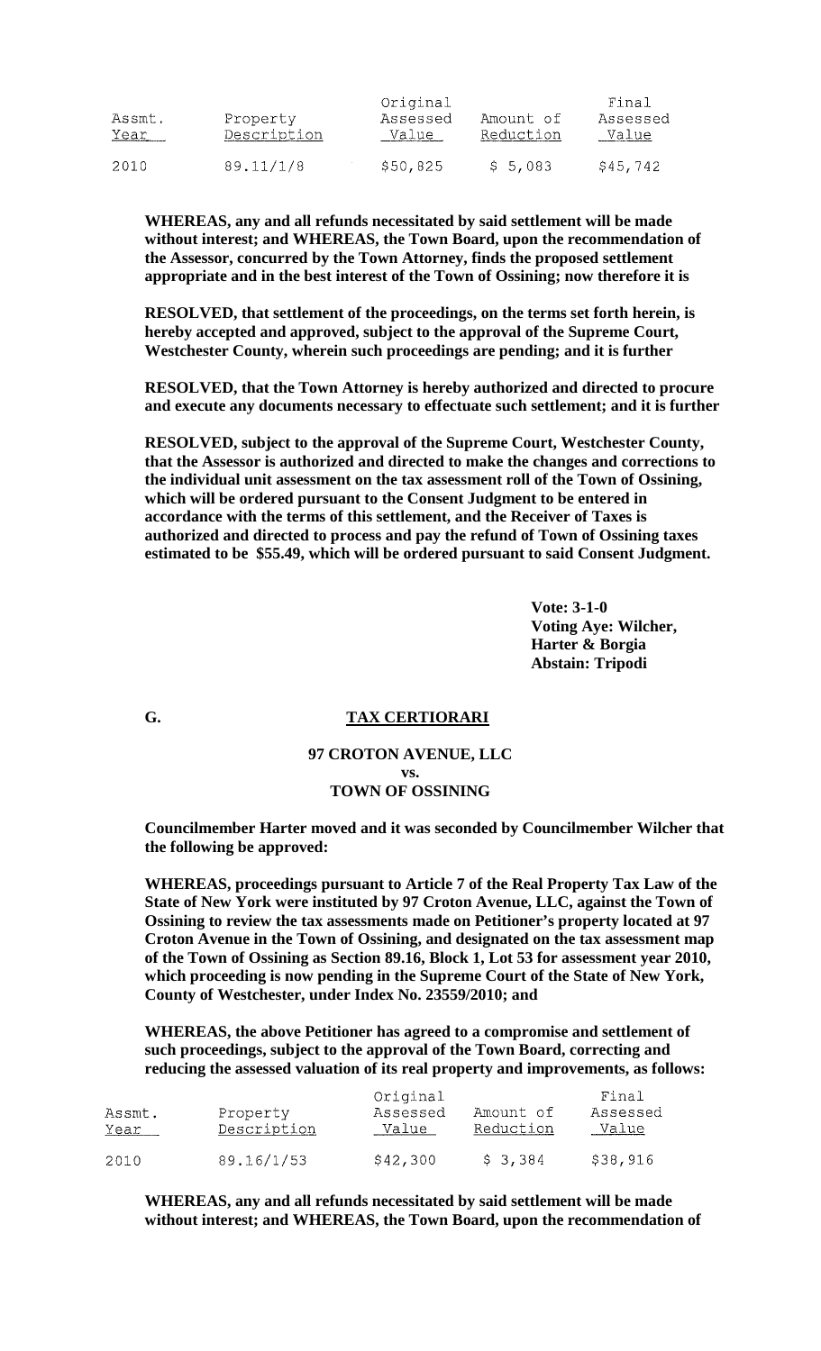| Assmt. Year | Property Description | Original Assessed Value | Amount of Reduction | Final Assessed Value |
|---|---|---|---|---|
| 2010 | 89.11/1/8 | $50,825 | $ 5,083 | $45,742 |

**WHEREAS, any and all refunds necessitated by said settlement will be made without interest; and WHEREAS, the Town Board, upon the recommendation of the Assessor, concurred by the Town Attorney, finds the proposed settlement appropriate and in the best interest of the Town of Ossining; now therefore it is**

**RESOLVED, that settlement of the proceedings, on the terms set forth herein, is hereby accepted and approved, subject to the approval of the Supreme Court, Westchester County, wherein such proceedings are pending; and it is further**

**RESOLVED, that the Town Attorney is hereby authorized and directed to procure and execute any documents necessary to effectuate such settlement; and it is further**

**RESOLVED, subject to the approval of the Supreme Court, Westchester County, that the Assessor is authorized and directed to make the changes and corrections to the individual unit assessment on the tax assessment roll of the Town of Ossining, which will be ordered pursuant to the Consent Judgment to be entered in accordance with the terms of this settlement, and the Receiver of Taxes is authorized and directed to process and pay the refund of Town of Ossining taxes estimated to be $55.49, which will be ordered pursuant to said Consent Judgment.**

**Vote: 3-1-0**
**Voting Aye: Wilcher, Harter & Borgia**
**Abstain: Tripodi**

## G. TAX CERTIORARI

**97 CROTON AVENUE, LLC**
**vs.**
**TOWN OF OSSINING**

**Councilmember Harter moved and it was seconded by Councilmember Wilcher that the following be approved:**

**WHEREAS, proceedings pursuant to Article 7 of the Real Property Tax Law of the State of New York were instituted by 97 Croton Avenue, LLC, against the Town of Ossining to review the tax assessments made on Petitioner's property located at 97 Croton Avenue in the Town of Ossining, and designated on the tax assessment map of the Town of Ossining as Section 89.16, Block 1, Lot 53 for assessment year 2010, which proceeding is now pending in the Supreme Court of the State of New York, County of Westchester, under Index No. 23559/2010; and**

**WHEREAS, the above Petitioner has agreed to a compromise and settlement of such proceedings, subject to the approval of the Town Board, correcting and reducing the assessed valuation of its real property and improvements, as follows:**

| Assmt. Year | Property Description | Original Assessed Value | Amount of Reduction | Final Assessed Value |
|---|---|---|---|---|
| 2010 | 89.16/1/53 | $42,300 | $ 3,384 | $38,916 |

**WHEREAS, any and all refunds necessitated by said settlement will be made without interest; and WHEREAS, the Town Board, upon the recommendation of**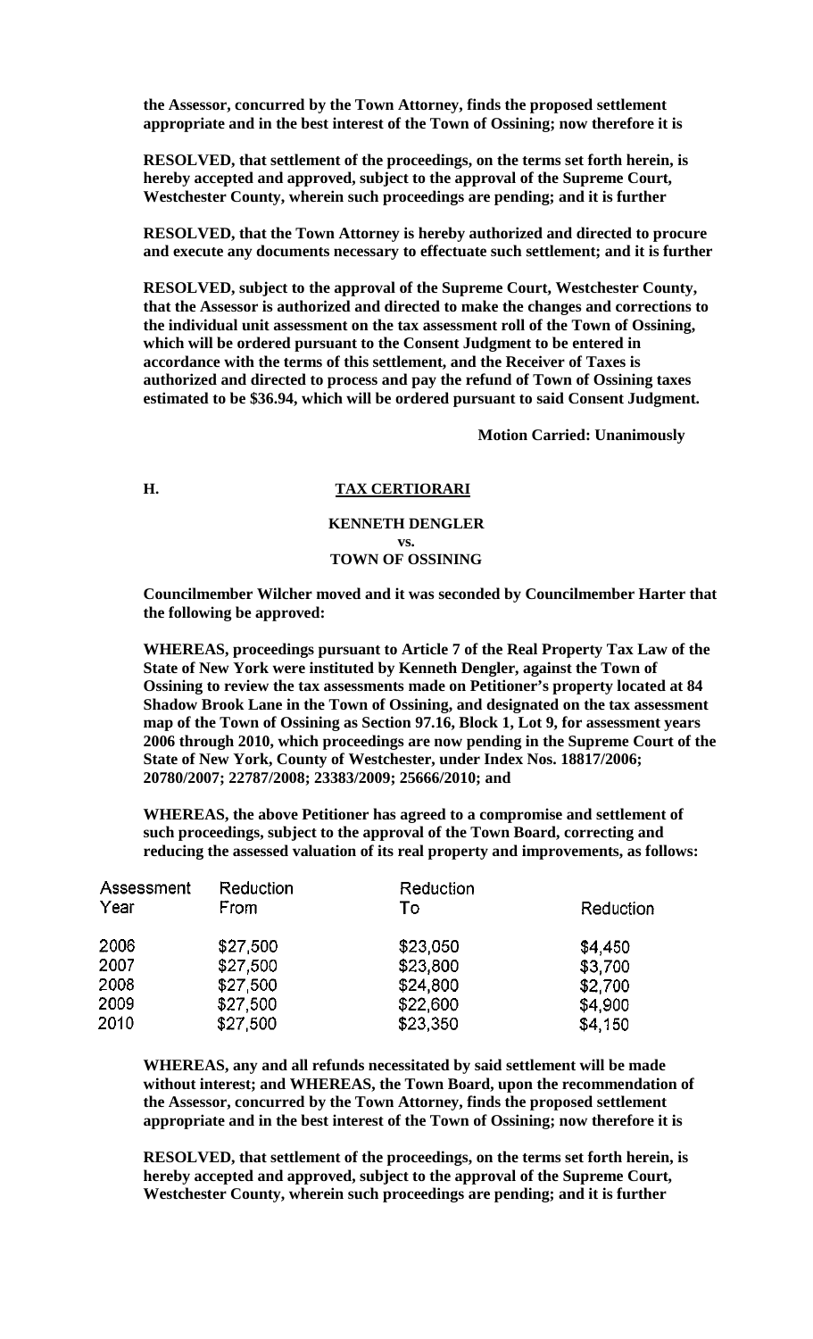**the Assessor, concurred by the Town Attorney, finds the proposed settlement appropriate and in the best interest of the Town of Ossining; now therefore it is**

**RESOLVED, that settlement of the proceedings, on the terms set forth herein, is hereby accepted and approved, subject to the approval of the Supreme Court, Westchester County, wherein such proceedings are pending; and it is further**

**RESOLVED, that the Town Attorney is hereby authorized and directed to procure and execute any documents necessary to effectuate such settlement; and it is further**

**RESOLVED, subject to the approval of the Supreme Court, Westchester County, that the Assessor is authorized and directed to make the changes and corrections to the individual unit assessment on the tax assessment roll of the Town of Ossining, which will be ordered pursuant to the Consent Judgment to be entered in accordance with the terms of this settlement, and the Receiver of Taxes is authorized and directed to process and pay the refund of Town of Ossining taxes estimated to be $36.94, which will be ordered pursuant to said Consent Judgment.**

**Motion Carried: Unanimously**

**H. TAX CERTIORARI**

**KENNETH DENGLER**
**vs.**
**TOWN OF OSSINING**

**Councilmember Wilcher moved and it was seconded by Councilmember Harter that the following be approved:**

**WHEREAS, proceedings pursuant to Article 7 of the Real Property Tax Law of the State of New York were instituted by Kenneth Dengler, against the Town of Ossining to review the tax assessments made on Petitioner's property located at 84 Shadow Brook Lane in the Town of Ossining, and designated on the tax assessment map of the Town of Ossining as Section 97.16, Block 1, Lot 9, for assessment years 2006 through 2010, which proceedings are now pending in the Supreme Court of the State of New York, County of Westchester, under Index Nos. 18817/2006; 20780/2007; 22787/2008; 23383/2009; 25666/2010; and**

**WHEREAS, the above Petitioner has agreed to a compromise and settlement of such proceedings, subject to the approval of the Town Board, correcting and reducing the assessed valuation of its real property and improvements, as follows:**

| Assessment Year | Reduction From | Reduction To | Reduction |
|---|---|---|---|
| 2006 | $27,500 | $23,050 | $4,450 |
| 2007 | $27,500 | $23,800 | $3,700 |
| 2008 | $27,500 | $24,800 | $2,700 |
| 2009 | $27,500 | $22,600 | $4,900 |
| 2010 | $27,500 | $23,350 | $4,150 |

**WHEREAS, any and all refunds necessitated by said settlement will be made without interest; and WHEREAS, the Town Board, upon the recommendation of the Assessor, concurred by the Town Attorney, finds the proposed settlement appropriate and in the best interest of the Town of Ossining; now therefore it is**

**RESOLVED, that settlement of the proceedings, on the terms set forth herein, is hereby accepted and approved, subject to the approval of the Supreme Court, Westchester County, wherein such proceedings are pending; and it is further**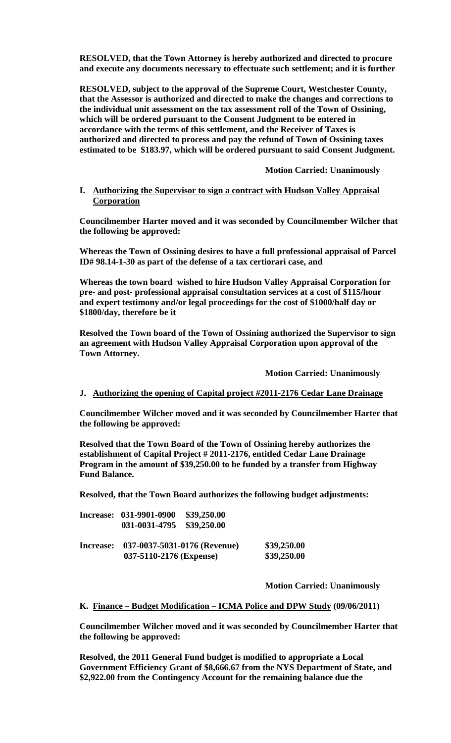**RESOLVED, that the Town Attorney is hereby authorized and directed to procure and execute any documents necessary to effectuate such settlement; and it is further**

**RESOLVED, subject to the approval of the Supreme Court, Westchester County, that the Assessor is authorized and directed to make the changes and corrections to the individual unit assessment on the tax assessment roll of the Town of Ossining, which will be ordered pursuant to the Consent Judgment to be entered in accordance with the terms of this settlement, and the Receiver of Taxes is authorized and directed to process and pay the refund of Town of Ossining taxes estimated to be $183.97, which will be ordered pursuant to said Consent Judgment.**

**Motion Carried: Unanimously**

**I. Authorizing the Supervisor to sign a contract with Hudson Valley Appraisal Corporation**

**Councilmember Harter moved and it was seconded by Councilmember Wilcher that the following be approved:**

**Whereas the Town of Ossining desires to have a full professional appraisal of Parcel ID# 98.14-1-30 as part of the defense of a tax certiorari case, and**

**Whereas the town board wished to hire Hudson Valley Appraisal Corporation for pre- and post- professional appraisal consultation services at a cost of $115/hour and expert testimony and/or legal proceedings for the cost of $1000/half day or $1800/day, therefore be it**

**Resolved the Town board of the Town of Ossining authorized the Supervisor to sign an agreement with Hudson Valley Appraisal Corporation upon approval of the Town Attorney.**

**Motion Carried: Unanimously**

**J. Authorizing the opening of Capital project #2011-2176 Cedar Lane Drainage**

**Councilmember Wilcher moved and it was seconded by Councilmember Harter that the following be approved:**

**Resolved that the Town Board of the Town of Ossining hereby authorizes the establishment of Capital Project # 2011-2176, entitled Cedar Lane Drainage Program in the amount of $39,250.00 to be funded by a transfer from Highway Fund Balance.**

**Resolved, that the Town Board authorizes the following budget adjustments:**

| | | |
|---|---|---|
| **Increase:** | **031-9901-0900** | **$39,250.00** |
| | **031-0031-4795** | **$39,250.00** |
| **Increase:** | **037-0037-5031-0176 (Revenue)** | **$39,250.00** |
| | **037-5110-2176 (Expense)** | **$39,250.00** |

**Motion Carried: Unanimously**

**K. Finance – Budget Modification – ICMA Police and DPW Study (09/06/2011)**

**Councilmember Wilcher moved and it was seconded by Councilmember Harter that the following be approved:**

**Resolved, the 2011 General Fund budget is modified to appropriate a Local Government Efficiency Grant of $8,666.67 from the NYS Department of State, and $2,922.00 from the Contingency Account for the remaining balance due the**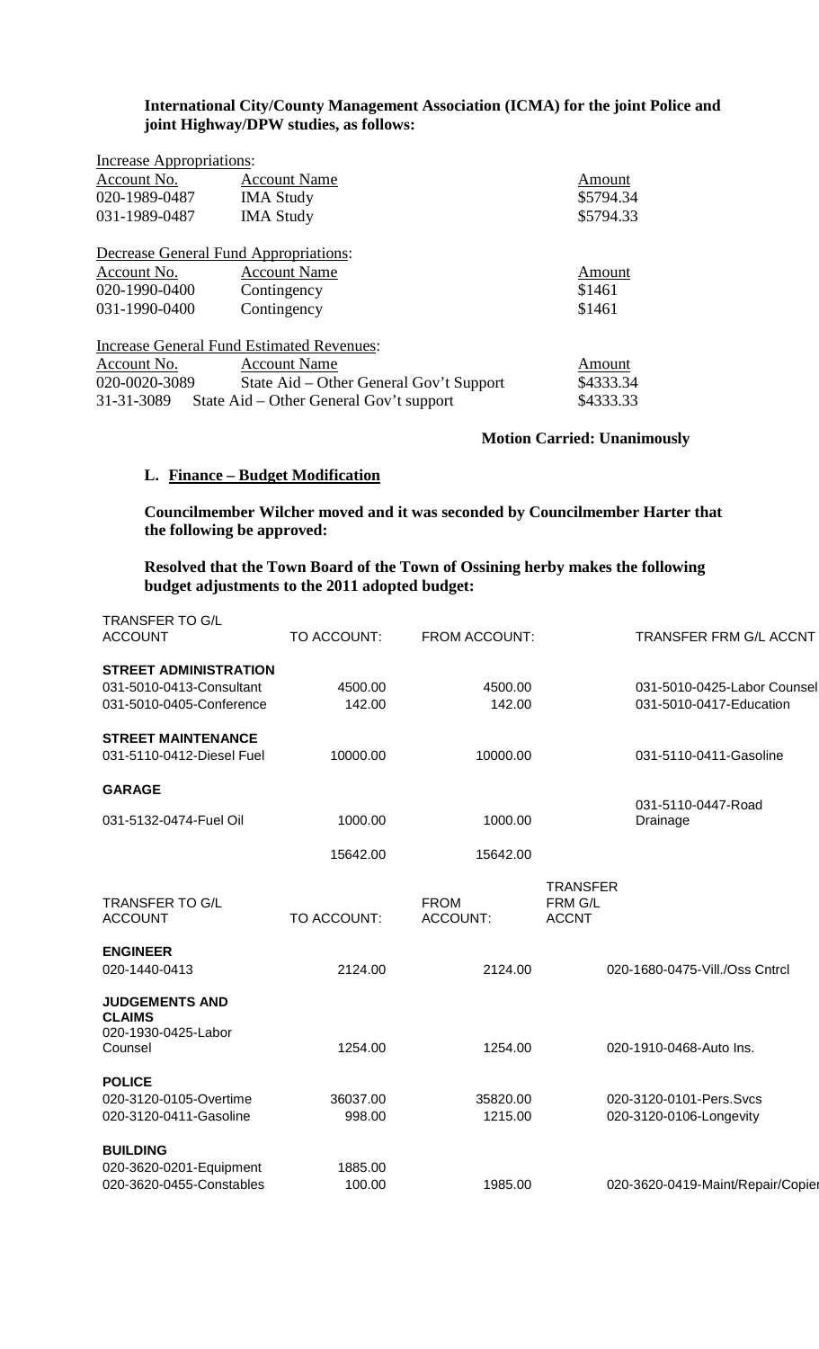**International City/County Management Association (ICMA) for the joint Police and joint Highway/DPW studies, as follows:**

Increase Appropriations:

| Account No. | Account Name | Amount |
|---|---|---|
| 020-1989-0487 | IMA Study | $5794.34 |
| 031-1989-0487 | IMA Study | $5794.33 |

Decrease General Fund Appropriations:

| Account No. | Account Name | Amount |
|---|---|---|
| 020-1990-0400 | Contingency | $1461 |
| 031-1990-0400 | Contingency | $1461 |

Increase General Fund Estimated Revenues:

| Account No. | Account Name | Amount |
|---|---|---|
| 020-0020-3089 | State Aid – Other General Gov't Support | $4333.34 |
| 31-31-3089 | State Aid – Other General Gov't support | $4333.33 |

**Motion Carried: Unanimously**

**L. Finance – Budget Modification**

**Councilmember Wilcher moved and it was seconded by Councilmember Harter that the following be approved:**

**Resolved that the Town Board of the Town of Ossining herby makes the following budget adjustments to the 2011 adopted budget:**

| TRANSFER TO G/L ACCOUNT | TO ACCOUNT: | FROM ACCOUNT: | TRANSFER FRM G/L ACCNT |
|---|---|---|---|
| **STREET ADMINISTRATION** | | | |
| 031-5010-0413-Consultant | 4500.00 | 4500.00 | 031-5010-0425-Labor Counsel |
| 031-5010-0405-Conference | 142.00 | 142.00 | 031-5010-0417-Education |
| **STREET MAINTENANCE** | | | |
| 031-5110-0412-Diesel Fuel | 10000.00 | 10000.00 | 031-5110-0411-Gasoline |
| **GARAGE** | | | |
| 031-5132-0474-Fuel Oil | 1000.00 | 1000.00 | 031-5110-0447-Road Drainage |
| | 15642.00 | 15642.00 | |

| TRANSFER TO G/L ACCOUNT | TO ACCOUNT: | FROM ACCOUNT: | TRANSFER FRM G/L ACCNT |
|---|---|---|---|
| **ENGINEER** | | | |
| 020-1440-0413 | 2124.00 | 2124.00 | 020-1680-0475-Vill./Oss Cntrcl |
| **JUDGEMENTS AND CLAIMS** | | | |
| 020-1930-0425-Labor Counsel | 1254.00 | 1254.00 | 020-1910-0468-Auto Ins. |
| **POLICE** | | | |
| 020-3120-0105-Overtime | 36037.00 | 35820.00 | 020-3120-0101-Pers.Svcs |
| 020-3120-0411-Gasoline | 998.00 | 1215.00 | 020-3120-0106-Longevity |
| **BUILDING** | | | |
| 020-3620-0201-Equipment | 1885.00 | | |
| 020-3620-0455-Constables | 100.00 | 1985.00 | 020-3620-0419-Maint/Repair/Copier |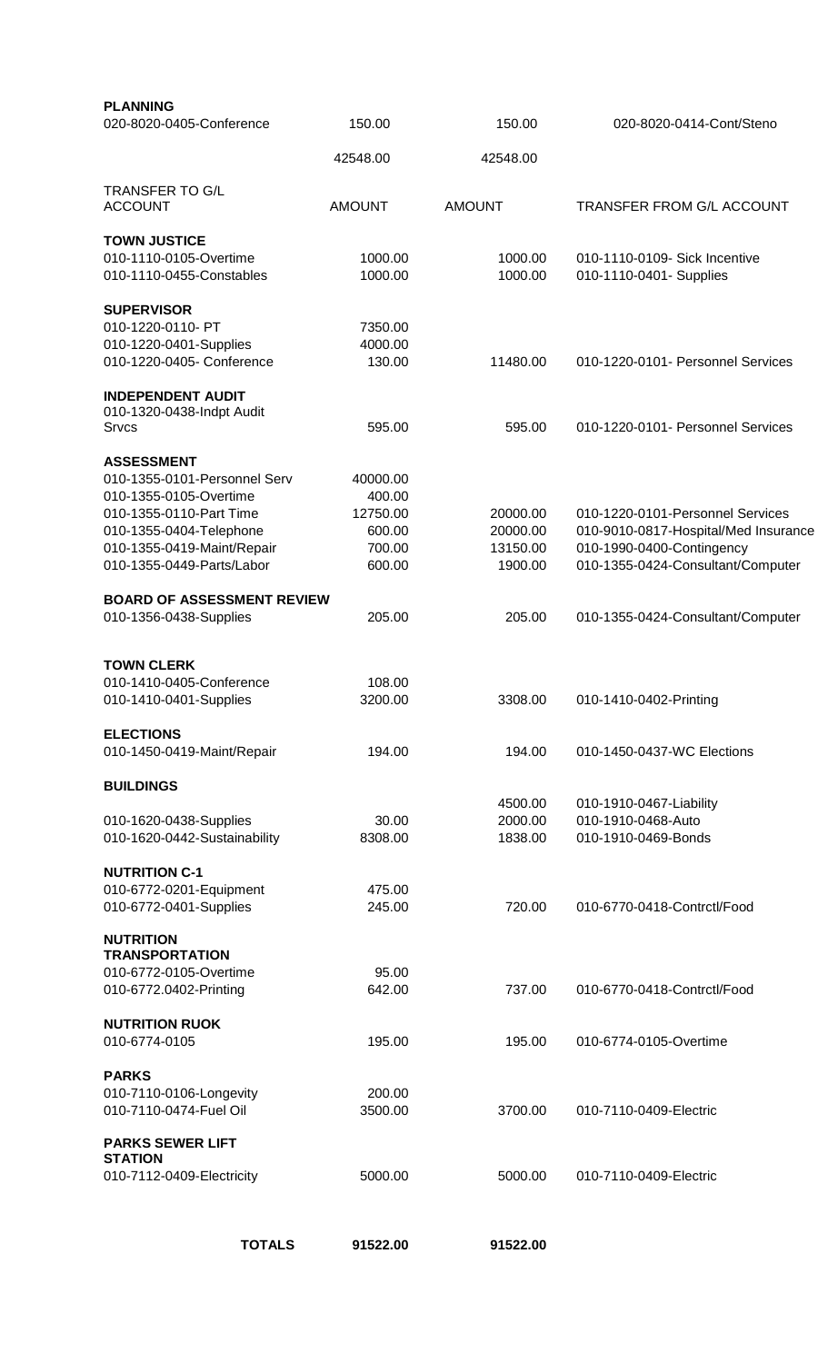| PLANNING | | | |
| --- | --- | --- | --- |
| 020-8020-0405-Conference | 150.00 | 150.00 | 020-8020-0414-Cont/Steno |
| | 42548.00 | 42548.00 | |

| TRANSFER TO G/L ACCOUNT | AMOUNT | AMOUNT | TRANSFER FROM G/L ACCOUNT |
| --- | --- | --- | --- |
| **TOWN JUSTICE** | | | |
| 010-1110-0105-Overtime | 1000.00 | 1000.00 | 010-1110-0109- Sick Incentive |
| 010-1110-0455-Constables | 1000.00 | 1000.00 | 010-1110-0401- Supplies |
| **SUPERVISOR** | | | |
| 010-1220-0110- PT | 7350.00 | | |
| 010-1220-0401-Supplies | 4000.00 | | |
| 010-1220-0405- Conference | 130.00 | 11480.00 | 010-1220-0101- Personnel Services |
| **INDEPENDENT AUDIT** | | | |
| 010-1320-0438-Indpt Audit Srvcs | 595.00 | 595.00 | 010-1220-0101- Personnel Services |
| **ASSESSMENT** | | | |
| 010-1355-0101-Personnel Serv | 40000.00 | | |
| 010-1355-0105-Overtime | 400.00 | | |
| 010-1355-0110-Part Time | 12750.00 | 20000.00 | 010-1220-0101-Personnel Services |
| 010-1355-0404-Telephone | 600.00 | 20000.00 | 010-9010-0817-Hospital/Med Insurance |
| 010-1355-0419-Maint/Repair | 700.00 | 13150.00 | 010-1990-0400-Contingency |
| 010-1355-0449-Parts/Labor | 600.00 | 1900.00 | 010-1355-0424-Consultant/Computer |
| **BOARD OF ASSESSMENT REVIEW** | | | |
| 010-1356-0438-Supplies | 205.00 | 205.00 | 010-1355-0424-Consultant/Computer |
| **TOWN CLERK** | | | |
| 010-1410-0405-Conference | 108.00 | | |
| 010-1410-0401-Supplies | 3200.00 | 3308.00 | 010-1410-0402-Printing |
| **ELECTIONS** | | | |
| 010-1450-0419-Maint/Repair | 194.00 | 194.00 | 010-1450-0437-WC Elections |
| **BUILDINGS** | | | |
| | | 4500.00 | 010-1910-0467-Liability |
| 010-1620-0438-Supplies | 30.00 | 2000.00 | 010-1910-0468-Auto |
| 010-1620-0442-Sustainability | 8308.00 | 1838.00 | 010-1910-0469-Bonds |
| **NUTRITION C-1** | | | |
| 010-6772-0201-Equipment | 475.00 | | |
| 010-6772-0401-Supplies | 245.00 | 720.00 | 010-6770-0418-Contrctl/Food |
| **NUTRITION TRANSPORTATION** | | | |
| 010-6772-0105-Overtime | 95.00 | | |
| 010-6772.0402-Printing | 642.00 | 737.00 | 010-6770-0418-Contrctl/Food |
| **NUTRITION RUOK** | | | |
| 010-6774-0105 | 195.00 | 195.00 | 010-6774-0105-Overtime |
| **PARKS** | | | |
| 010-7110-0106-Longevity | 200.00 | | |
| 010-7110-0474-Fuel Oil | 3500.00 | 3700.00 | 010-7110-0409-Electric |
| **PARKS SEWER LIFT STATION** | | | |
| 010-7112-0409-Electricity | 5000.00 | 5000.00 | 010-7110-0409-Electric |
| **TOTALS** | **91522.00** | **91522.00** | |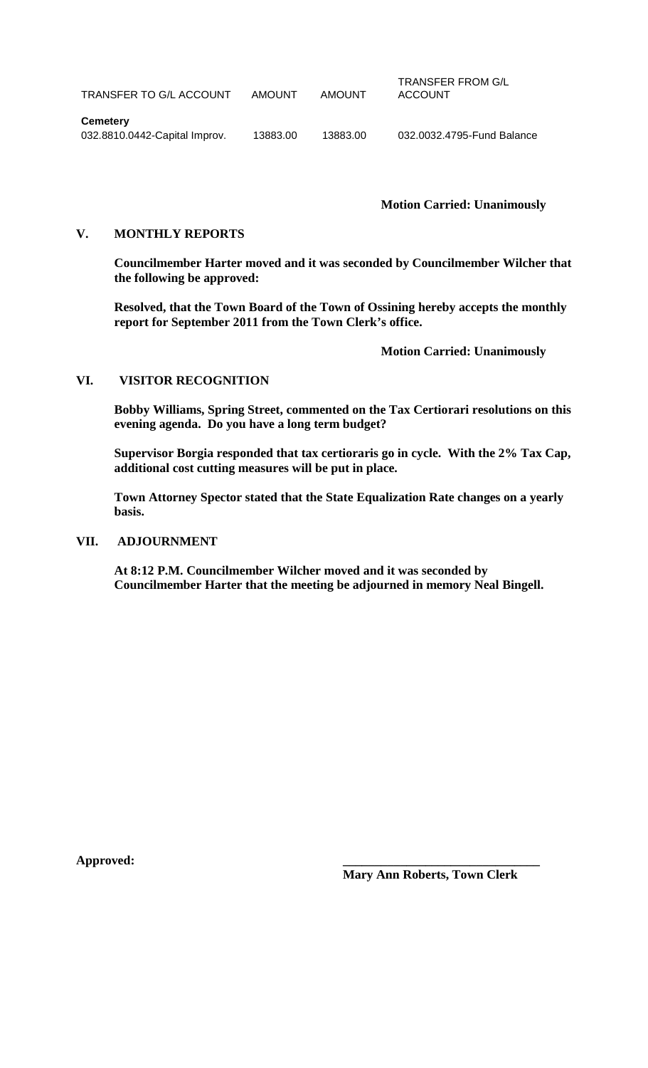| TRANSFER TO G/L ACCOUNT | AMOUNT | AMOUNT | TRANSFER FROM G/L ACCOUNT |
|---|---|---|---|
| **Cemetery** | | | |
| 032.8810.0442-Capital Improv. | 13883.00 | 13883.00 | 032.0032.4795-Fund Balance |

**Motion Carried: Unanimously**

## V. MONTHLY REPORTS

**Councilmember Harter moved and it was seconded by Councilmember Wilcher that the following be approved:**

**Resolved, that the Town Board of the Town of Ossining hereby accepts the monthly report for September 2011 from the Town Clerk's office.**

**Motion Carried: Unanimously**

## VI. VISITOR RECOGNITION

**Bobby Williams, Spring Street, commented on the Tax Certiorari resolutions on this evening agenda. Do you have a long term budget?**

**Supervisor Borgia responded that tax certioraris go in cycle. With the 2% Tax Cap, additional cost cutting measures will be put in place.**

**Town Attorney Spector stated that the State Equalization Rate changes on a yearly basis.**

## VII. ADJOURNMENT

**At 8:12 P.M. Councilmember Wilcher moved and it was seconded by Councilmember Harter that the meeting be adjourned in memory Neal Bingell.**

**Approved:** \_\_\_\_\_\_\_\_\_\_\_\_\_\_\_\_\_\_\_\_\_\_\_\_\_\_\_\_\_\_

**Mary Ann Roberts, Town Clerk**